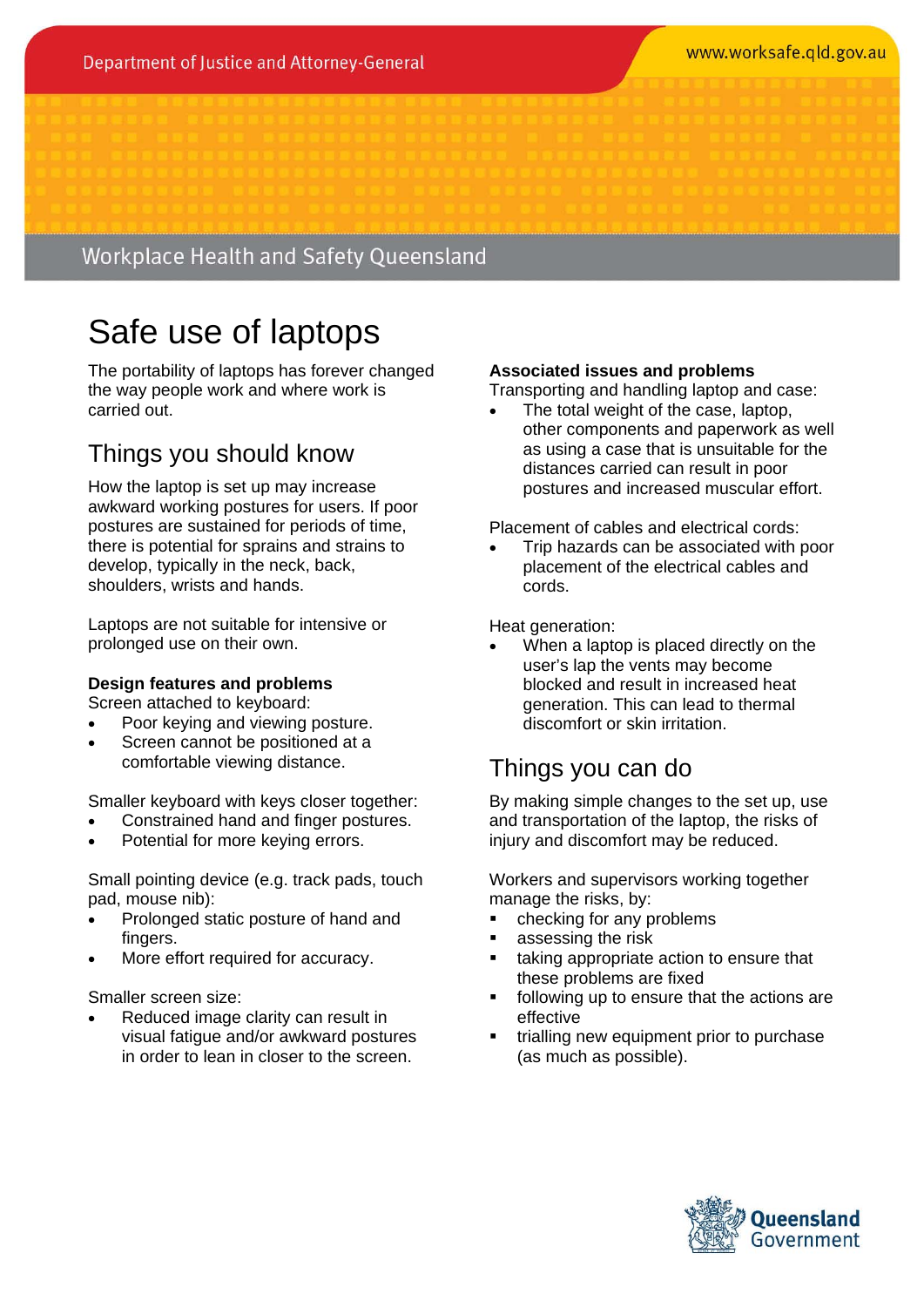Department of Justice and Attorney-General

www.worksafe.qld.gov.au

Workplace Health and Safety Queensland

# Safe use of laptops

The portability of laptops has forever changed the way people work and where work is carried out.

## Things you should know

How the laptop is set up may increase awkward working postures for users. If poor postures are sustained for periods of time, there is potential for sprains and strains to develop, typically in the neck, back, shoulders, wrists and hands.

Laptops are not suitable for intensive or prolonged use on their own.

**Design features and problems**

Screen attached to keyboard:

- Poor keying and viewing posture.
- Screen cannot be positioned at a comfortable viewing distance.

Smaller keyboard with keys closer together:

- Constrained hand and finger postures.
- Potential for more keying errors.

Small pointing device (e.g. track pads, touch pad, mouse nib):

- Prolonged static posture of hand and fingers.
- More effort required for accuracy.

Smaller screen size:

- Reduced image clarity can result in visual fatigue and/or awkward postures in order to lean in closer to the screen.

**Associated issues and problems**

Transporting and handling laptop and case:

- The total weight of the case, laptop, other components and paperwork as well as using a case that is unsuitable for the distances carried can result in poor postures and increased muscular effort.

Placement of cables and electrical cords:

- Trip hazards can be associated with poor placement of the electrical cables and cords.

Heat generation:

- When a laptop is placed directly on the user's lap the vents may become blocked and result in increased heat generation. This can lead to thermal discomfort or skin irritation.

## Things you can do

By making simple changes to the set up, use and transportation of the laptop, the risks of injury and discomfort may be reduced.

Workers and supervisors working together manage the risks, by:

- checking for any problems
- assessing the risk
- taking appropriate action to ensure that these problems are fixed
- following up to ensure that the actions are effective
- trialling new equipment prior to purchase (as much as possible).

Queensland Government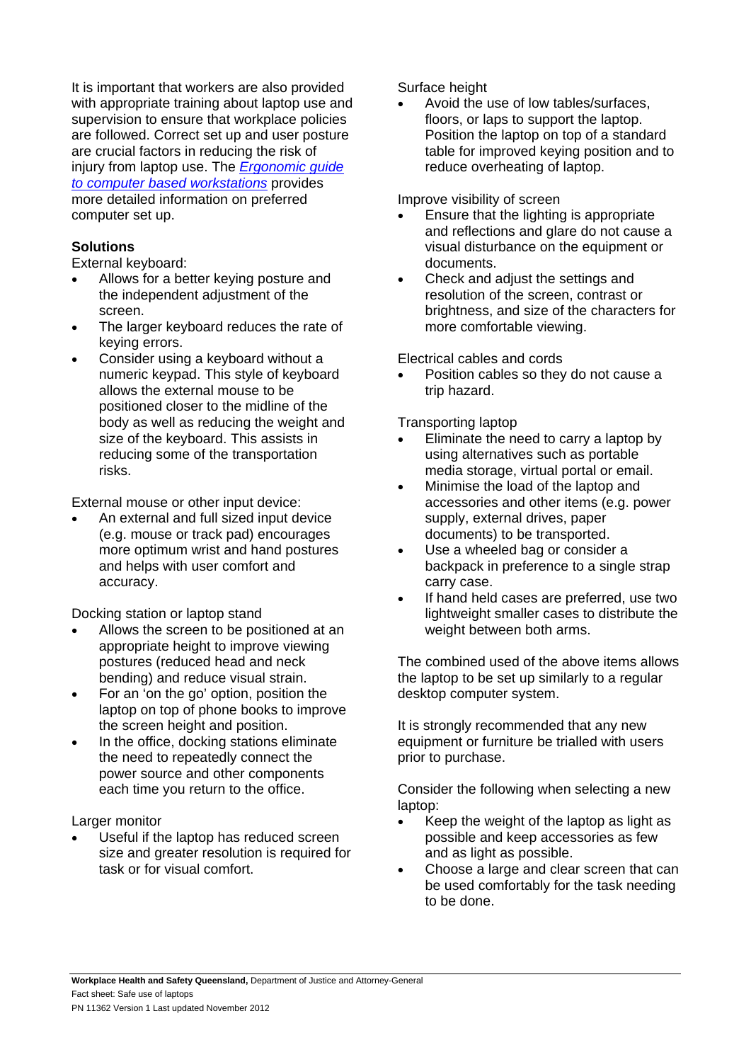It is important that workers are also provided with appropriate training about laptop use and supervision to ensure that workplace policies are followed. Correct set up and user posture are crucial factors in reducing the risk of injury from laptop use. The *Ergonomic guide to computer based workstations* provides more detailed information on preferred computer set up.

**Solutions**

External keyboard:

- Allows for a better keying posture and the independent adjustment of the screen.
- The larger keyboard reduces the rate of keying errors.
- Consider using a keyboard without a numeric keypad. This style of keyboard allows the external mouse to be positioned closer to the midline of the body as well as reducing the weight and size of the keyboard. This assists in reducing some of the transportation risks.

External mouse or other input device:

- An external and full sized input device (e.g. mouse or track pad) encourages more optimum wrist and hand postures and helps with user comfort and accuracy.

Docking station or laptop stand

- Allows the screen to be positioned at an appropriate height to improve viewing postures (reduced head and neck bending) and reduce visual strain.
- For an 'on the go' option, position the laptop on top of phone books to improve the screen height and position.
- In the office, docking stations eliminate the need to repeatedly connect the power source and other components each time you return to the office.

Larger monitor

- Useful if the laptop has reduced screen size and greater resolution is required for task or for visual comfort.

Surface height

- Avoid the use of low tables/surfaces, floors, or laps to support the laptop. Position the laptop on top of a standard table for improved keying position and to reduce overheating of laptop.

Improve visibility of screen

- Ensure that the lighting is appropriate and reflections and glare do not cause a visual disturbance on the equipment or documents.
- Check and adjust the settings and resolution of the screen, contrast or brightness, and size of the characters for more comfortable viewing.

Electrical cables and cords

- Position cables so they do not cause a trip hazard.

Transporting laptop

- Eliminate the need to carry a laptop by using alternatives such as portable media storage, virtual portal or email.
- Minimise the load of the laptop and accessories and other items (e.g. power supply, external drives, paper documents) to be transported.
- Use a wheeled bag or consider a backpack in preference to a single strap carry case.
- If hand held cases are preferred, use two lightweight smaller cases to distribute the weight between both arms.

The combined used of the above items allows the laptop to be set up similarly to a regular desktop computer system.

It is strongly recommended that any new equipment or furniture be trialled with users prior to purchase.

Consider the following when selecting a new laptop:

- Keep the weight of the laptop as light as possible and keep accessories as few and as light as possible.
- Choose a large and clear screen that can be used comfortably for the task needing to be done.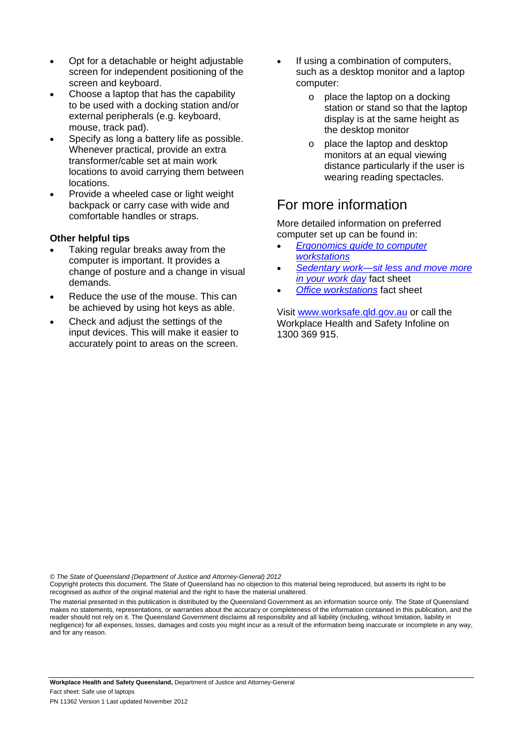- Opt for a detachable or height adjustable screen for independent positioning of the screen and keyboard.
- Choose a laptop that has the capability to be used with a docking station and/or external peripherals (e.g. keyboard, mouse, track pad).
- Specify as long a battery life as possible. Whenever practical, provide an extra transformer/cable set at main work locations to avoid carrying them between locations.
- Provide a wheeled case or light weight backpack or carry case with wide and comfortable handles or straps.

**Other helpful tips**

- Taking regular breaks away from the computer is important. It provides a change of posture and a change in visual demands.
- Reduce the use of the mouse. This can be achieved by using hot keys as able.
- Check and adjust the settings of the input devices. This will make it easier to accurately point to areas on the screen.
- If using a combination of computers, such as a desktop monitor and a laptop computer:
    - place the laptop on a docking station or stand so that the laptop display is at the same height as the desktop monitor
    - place the laptop and desktop monitors at an equal viewing distance particularly if the user is wearing reading spectacles.

## For more information

More detailed information on preferred computer set up can be found in:

- *Ergonomics guide to computer workstations*
- *Sedentary work—sit less and move more in your work day* fact sheet
- *Office workstations* fact sheet

Visit www.worksafe.qld.gov.au or call the Workplace Health and Safety Infoline on 1300 369 915.

*© The State of Queensland (Department of Justice and Attorney-General) 2012*

Copyright protects this document. The State of Queensland has no objection to this material being reproduced, but asserts its right to be recognised as author of the original material and the right to have the material unaltered.

The material presented in this publication is distributed by the Queensland Government as an information source only. The State of Queensland makes no statements, representations, or warranties about the accuracy or completeness of the information contained in this publication, and the reader should not rely on it. The Queensland Government disclaims all responsibility and all liability (including, without limitation, liability in negligence) for all expenses, losses, damages and costs you might incur as a result of the information being inaccurate or incomplete in any way, and for any reason.

**Workplace Health and Safety Queensland,** Department of Justice and Attorney-General
Fact sheet: Safe use of laptops
PN 11362 Version 1 Last updated November 2012